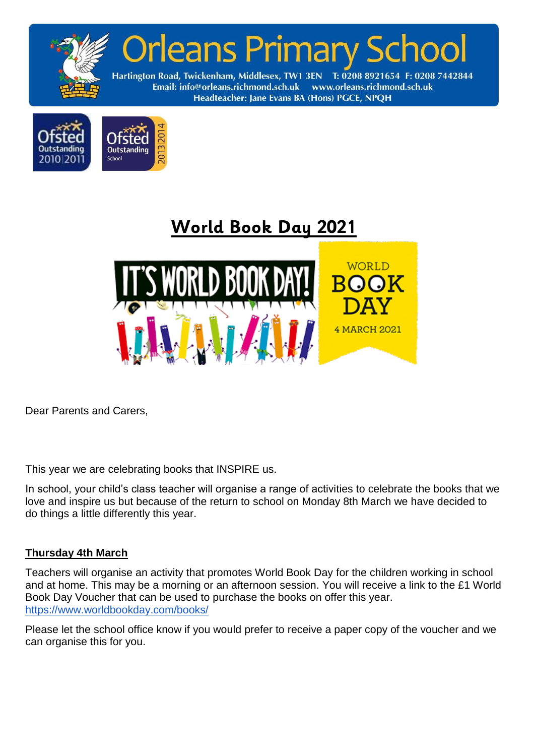# Orleans Primary School

Hartington Road, Twickenham, Middlesex, TW1 3EN T: 0208 8921654 F: 0208 7442844
Email: info@orleans.richmond.sch.uk www.orleans.richmond.sch.uk
Headteacher: Jane Evans BA (Hons) PGCE, NPQH

Ofsted Outstanding 2010|2011

Ofsted Outstanding School 2013|2014

## World Book Day 2021

IT'S WORLD BOOK DAY!

WORLD BOOK DAY 4 MARCH 2021

Dear Parents and Carers,

This year we are celebrating books that INSPIRE us.

In school, your child's class teacher will organise a range of activities to celebrate the books that we love and inspire us but because of the return to school on Monday 8th March we have decided to do things a little differently this year.

**Thursday 4th March**

Teachers will organise an activity that promotes World Book Day for the children working in school and at home. This may be a morning or an afternoon session. You will receive a link to the £1 World Book Day Voucher that can be used to purchase the books on offer this year. https://www.worldbookday.com/books/

Please let the school office know if you would prefer to receive a paper copy of the voucher and we can organise this for you.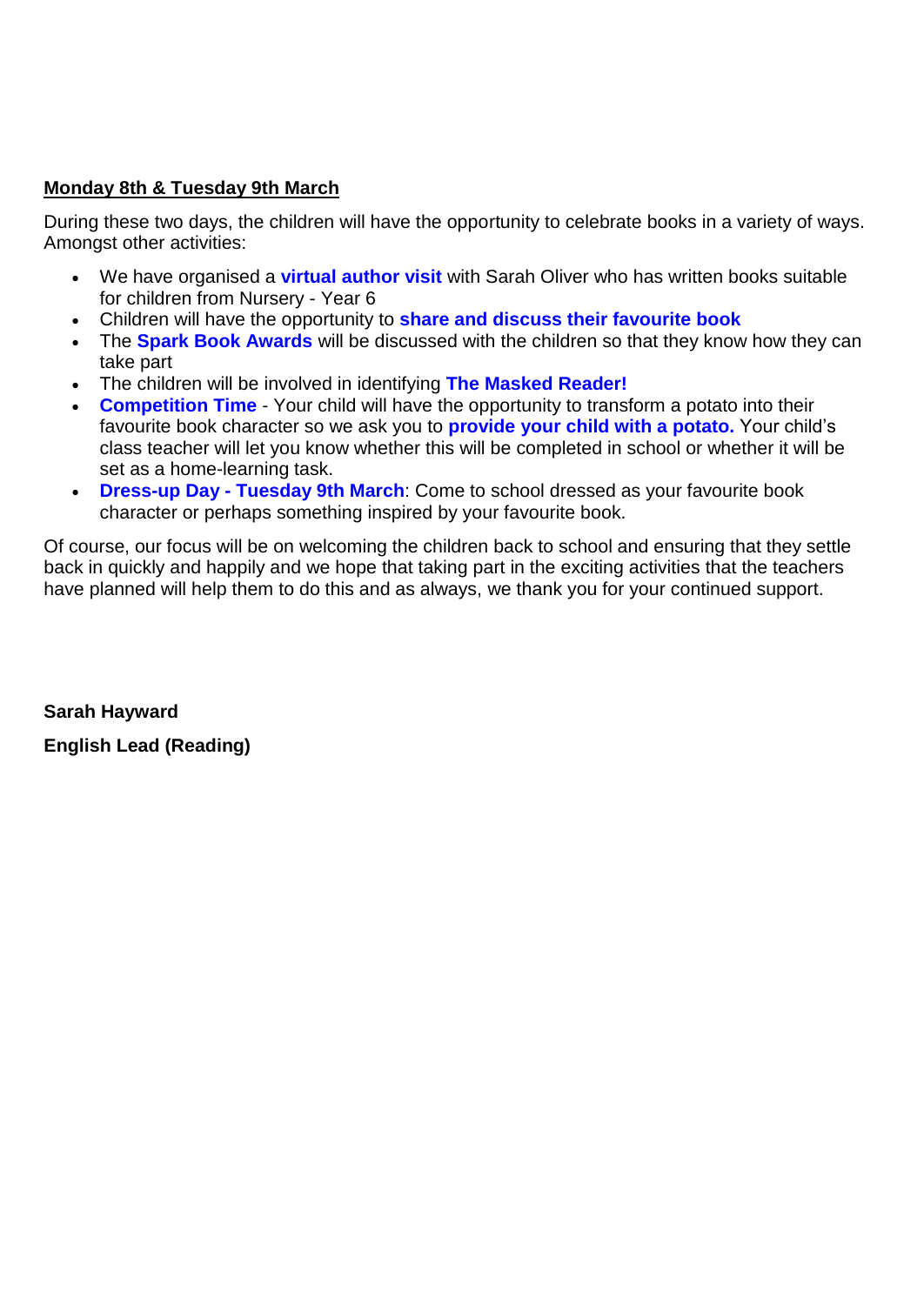**Monday 8th & Tuesday 9th March**

During these two days, the children will have the opportunity to celebrate books in a variety of ways. Amongst other activities:

- We have organised a **virtual author visit** with Sarah Oliver who has written books suitable for children from Nursery - Year 6
- Children will have the opportunity to **share and discuss their favourite book**
- The **Spark Book Awards** will be discussed with the children so that they know how they can take part
- The children will be involved in identifying **The Masked Reader!**
- **Competition Time** - Your child will have the opportunity to transform a potato into their favourite book character so we ask you to **provide your child with a potato.** Your child's class teacher will let you know whether this will be completed in school or whether it will be set as a home-learning task.
- **Dress-up Day - Tuesday 9th March**: Come to school dressed as your favourite book character or perhaps something inspired by your favourite book.

Of course, our focus will be on welcoming the children back to school and ensuring that they settle back in quickly and happily and we hope that taking part in the exciting activities that the teachers have planned will help them to do this and as always, we thank you for your continued support.

**Sarah Hayward**

**English Lead (Reading)**